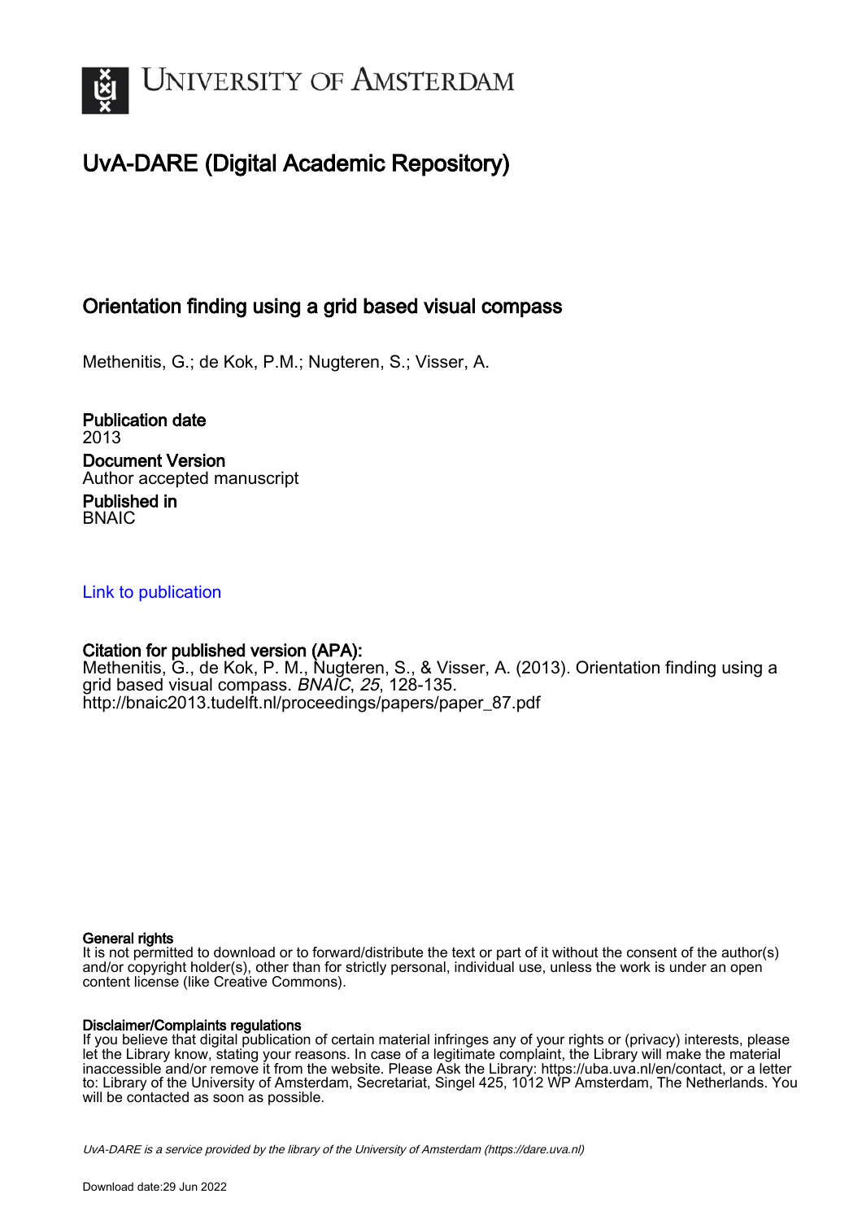UNIVERSITY OF AMSTERDAM

# UvA-DARE (Digital Academic Repository)

## Orientation finding using a grid based visual compass

Methenitis, G.; de Kok, P.M.; Nugteren, S.; Visser, A.

**Publication date**
2013

**Document Version**
Author accepted manuscript

**Published in**
BNAIC

Link to publication

**Citation for published version (APA):**
Methenitis, G., de Kok, P. M., Nugteren, S., & Visser, A. (2013). Orientation finding using a grid based visual compass. *BNAIC*, *25*, 128-135.
http://bnaic2013.tudelft.nl/proceedings/papers/paper_87.pdf

**General rights**
It is not permitted to download or to forward/distribute the text or part of it without the consent of the author(s) and/or copyright holder(s), other than for strictly personal, individual use, unless the work is under an open content license (like Creative Commons).

**Disclaimer/Complaints regulations**
If you believe that digital publication of certain material infringes any of your rights or (privacy) interests, please let the Library know, stating your reasons. In case of a legitimate complaint, the Library will make the material inaccessible and/or remove it from the website. Please Ask the Library: https://uba.uva.nl/en/contact, or a letter to: Library of the University of Amsterdam, Secretariat, Singel 425, 1012 WP Amsterdam, The Netherlands. You will be contacted as soon as possible.

UvA-DARE is a service provided by the library of the University of Amsterdam (https://dare.uva.nl)

Download date:29 Jun 2022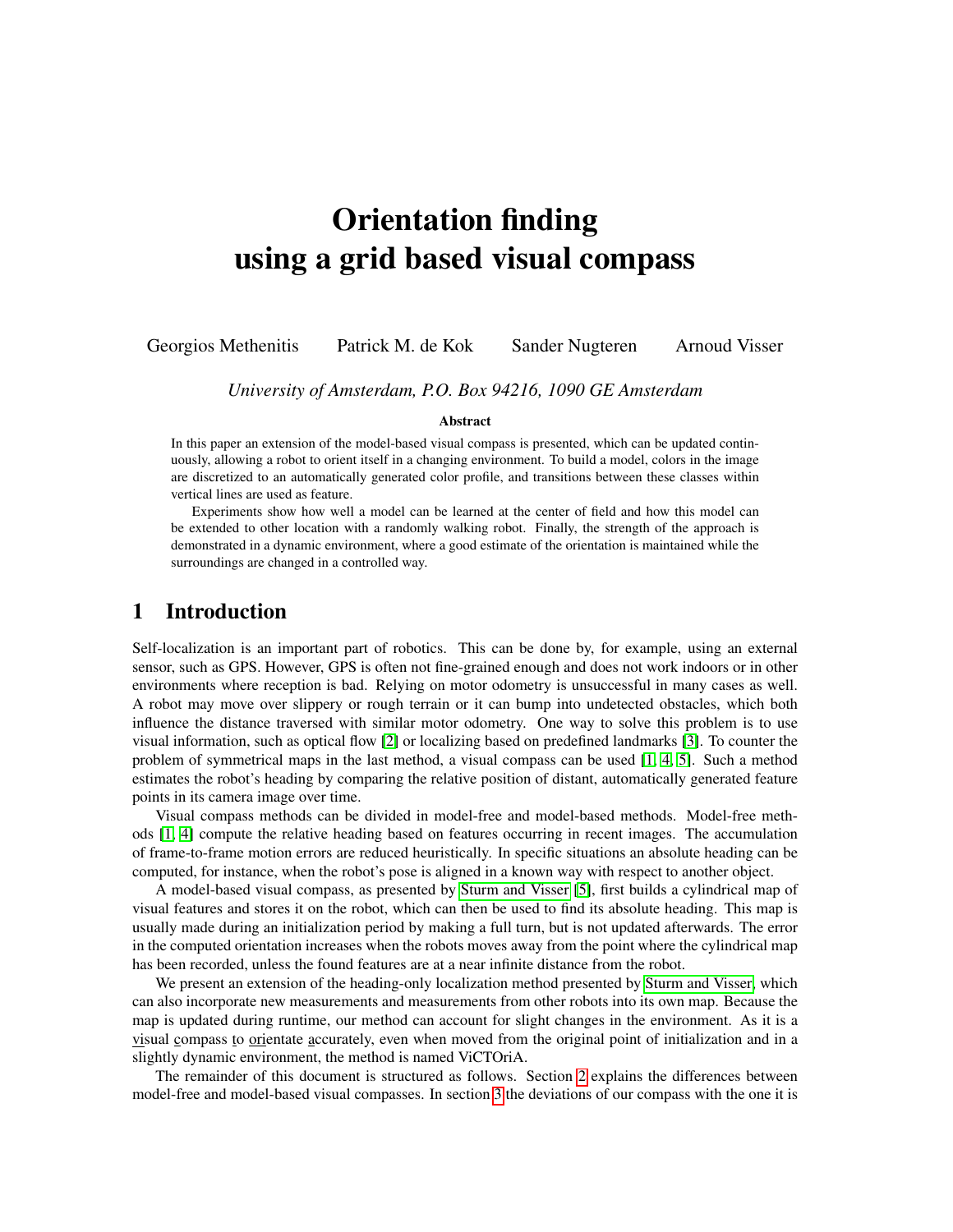# Orientation finding using a grid based visual compass

Georgios Methenitis Patrick M. de Kok Sander Nugteren Arnoud Visser

*University of Amsterdam, P.O. Box 94216, 1090 GE Amsterdam*

**Abstract**

In this paper an extension of the model-based visual compass is presented, which can be updated continuously, allowing a robot to orient itself in a changing environment. To build a model, colors in the image are discretized to an automatically generated color profile, and transitions between these classes within vertical lines are used as feature.

Experiments show how well a model can be learned at the center of field and how this model can be extended to other location with a randomly walking robot. Finally, the strength of the approach is demonstrated in a dynamic environment, where a good estimate of the orientation is maintained while the surroundings are changed in a controlled way.

## 1 Introduction

Self-localization is an important part of robotics. This can be done by, for example, using an external sensor, such as GPS. However, GPS is often not fine-grained enough and does not work indoors or in other environments where reception is bad. Relying on motor odometry is unsuccessful in many cases as well. A robot may move over slippery or rough terrain or it can bump into undetected obstacles, which both influence the distance traversed with similar motor odometry. One way to solve this problem is to use visual information, such as optical flow [2] or localizing based on predefined landmarks [3]. To counter the problem of symmetrical maps in the last method, a visual compass can be used [1, 4, 5]. Such a method estimates the robot's heading by comparing the relative position of distant, automatically generated feature points in its camera image over time.

Visual compass methods can be divided in model-free and model-based methods. Model-free methods [1, 4] compute the relative heading based on features occurring in recent images. The accumulation of frame-to-frame motion errors are reduced heuristically. In specific situations an absolute heading can be computed, for instance, when the robot's pose is aligned in a known way with respect to another object.

A model-based visual compass, as presented by Sturm and Visser [5], first builds a cylindrical map of visual features and stores it on the robot, which can then be used to find its absolute heading. This map is usually made during an initialization period by making a full turn, but is not updated afterwards. The error in the computed orientation increases when the robots moves away from the point where the cylindrical map has been recorded, unless the found features are at a near infinite distance from the robot.

We present an extension of the heading-only localization method presented by Sturm and Visser, which can also incorporate new measurements and measurements from other robots into its own map. Because the map is updated during runtime, our method can account for slight changes in the environment. As it is a visual compass to orientate accurately, even when moved from the original point of initialization and in a slightly dynamic environment, the method is named ViCTOriA.

The remainder of this document is structured as follows. Section 2 explains the differences between model-free and model-based visual compasses. In section 3 the deviations of our compass with the one it is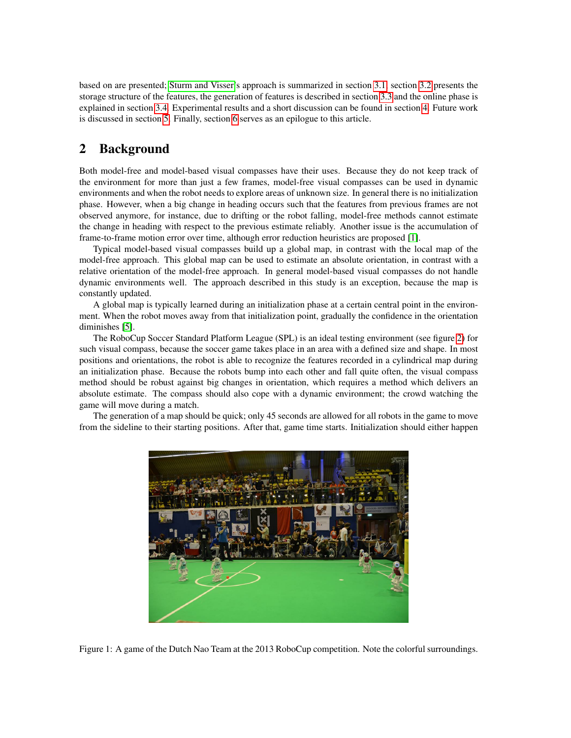based on are presented; Sturm and Visser's approach is summarized in section 3.1, section 3.2 presents the storage structure of the features, the generation of features is described in section 3.3 and the online phase is explained in section 3.4. Experimental results and a short discussion can be found in section 4. Future work is discussed in section 5. Finally, section 6 serves as an epilogue to this article.

## 2 Background

Both model-free and model-based visual compasses have their uses. Because they do not keep track of the environment for more than just a few frames, model-free visual compasses can be used in dynamic environments and when the robot needs to explore areas of unknown size. In general there is no initialization phase. However, when a big change in heading occurs such that the features from previous frames are not observed anymore, for instance, due to drifting or the robot falling, model-free methods cannot estimate the change in heading with respect to the previous estimate reliably. Another issue is the accumulation of frame-to-frame motion error over time, although error reduction heuristics are proposed [1].

Typical model-based visual compasses build up a global map, in contrast with the local map of the model-free approach. This global map can be used to estimate an absolute orientation, in contrast with a relative orientation of the model-free approach. In general model-based visual compasses do not handle dynamic environments well. The approach described in this study is an exception, because the map is constantly updated.

A global map is typically learned during an initialization phase at a certain central point in the environment. When the robot moves away from that initialization point, gradually the confidence in the orientation diminishes [5].

The RoboCup Soccer Standard Platform League (SPL) is an ideal testing environment (see figure 2) for such visual compass, because the soccer game takes place in an area with a defined size and shape. In most positions and orientations, the robot is able to recognize the features recorded in a cylindrical map during an initialization phase. Because the robots bump into each other and fall quite often, the visual compass method should be robust against big changes in orientation, which requires a method which delivers an absolute estimate. The compass should also cope with a dynamic environment; the crowd watching the game will move during a match.

The generation of a map should be quick; only 45 seconds are allowed for all robots in the game to move from the sideline to their starting positions. After that, game time starts. Initialization should either happen

Figure 1: A game of the Dutch Nao Team at the 2013 RoboCup competition. Note the colorful surroundings.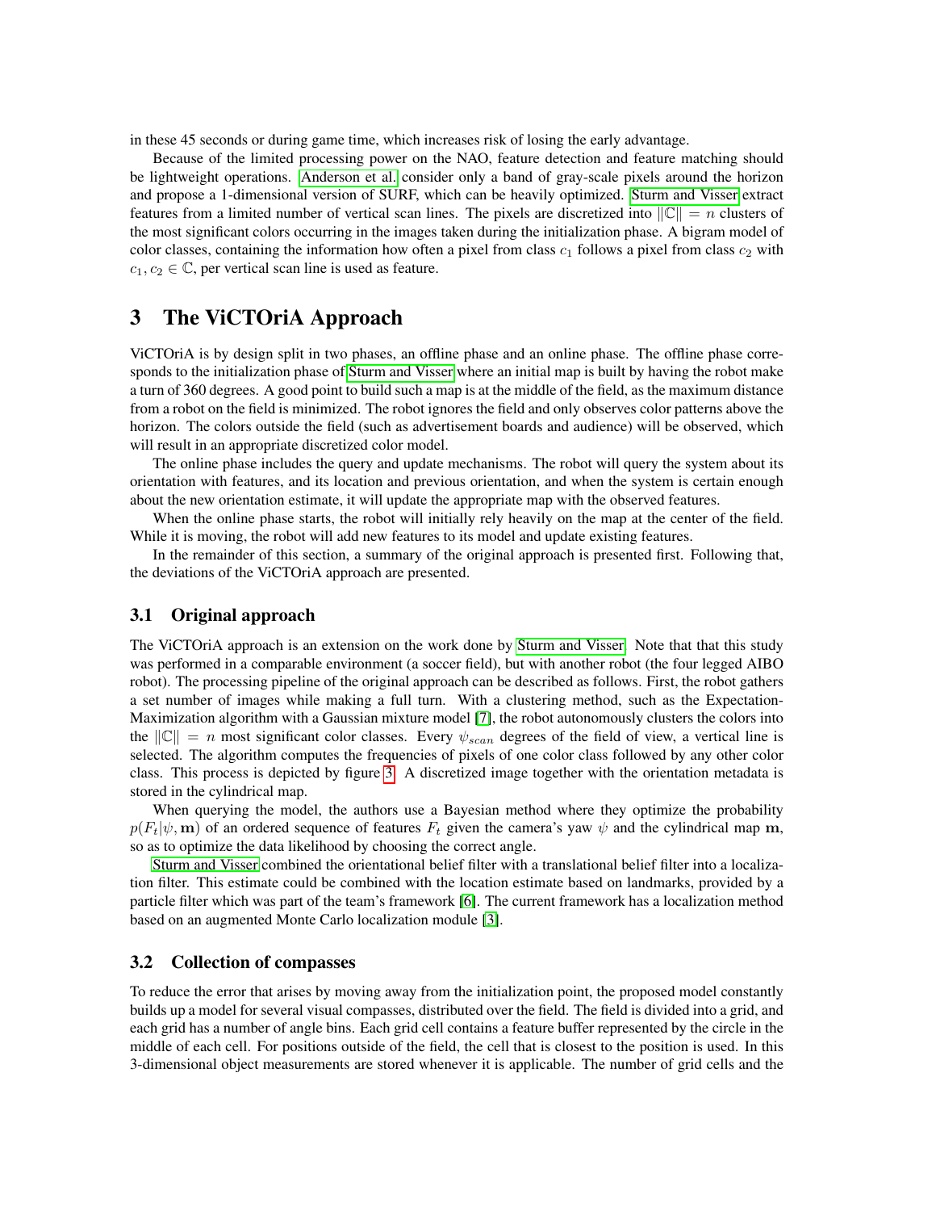in these 45 seconds or during game time, which increases risk of losing the early advantage.

Because of the limited processing power on the NAO, feature detection and feature matching should be lightweight operations. Anderson et al. consider only a band of gray-scale pixels around the horizon and propose a 1-dimensional version of SURF, which can be heavily optimized. Sturm and Visser extract features from a limited number of vertical scan lines. The pixels are discretized into $\|\mathbb{C}\| = n$ clusters of the most significant colors occurring in the images taken during the initialization phase. A bigram model of color classes, containing the information how often a pixel from class $c_1$ follows a pixel from class $c_2$ with $c_1, c_2 \in \mathbb{C}$, per vertical scan line is used as feature.

# 3 The ViCTOriA Approach

ViCTOriA is by design split in two phases, an offline phase and an online phase. The offline phase corresponds to the initialization phase of Sturm and Visser where an initial map is built by having the robot make a turn of 360 degrees. A good point to build such a map is at the middle of the field, as the maximum distance from a robot on the field is minimized. The robot ignores the field and only observes color patterns above the horizon. The colors outside the field (such as advertisement boards and audience) will be observed, which will result in an appropriate discretized color model.

The online phase includes the query and update mechanisms. The robot will query the system about its orientation with features, and its location and previous orientation, and when the system is certain enough about the new orientation estimate, it will update the appropriate map with the observed features.

When the online phase starts, the robot will initially rely heavily on the map at the center of the field. While it is moving, the robot will add new features to its model and update existing features.

In the remainder of this section, a summary of the original approach is presented first. Following that, the deviations of the ViCTOriA approach are presented.

## 3.1 Original approach

The ViCTOriA approach is an extension on the work done by Sturm and Visser. Note that that this study was performed in a comparable environment (a soccer field), but with another robot (the four legged AIBO robot). The processing pipeline of the original approach can be described as follows. First, the robot gathers a set number of images while making a full turn. With a clustering method, such as the Expectation-Maximization algorithm with a Gaussian mixture model [7], the robot autonomously clusters the colors into the $\|\mathbb{C}\| = n$ most significant color classes. Every $\psi_{scan}$ degrees of the field of view, a vertical line is selected. The algorithm computes the frequencies of pixels of one color class followed by any other color class. This process is depicted by figure 3. A discretized image together with the orientation metadata is stored in the cylindrical map.

When querying the model, the authors use a Bayesian method where they optimize the probability $p(F_t|\psi, \mathbf{m})$ of an ordered sequence of features $F_t$ given the camera's yaw $\psi$ and the cylindrical map $\mathbf{m}$, so as to optimize the data likelihood by choosing the correct angle.

Sturm and Visser combined the orientational belief filter with a translational belief filter into a localization filter. This estimate could be combined with the location estimate based on landmarks, provided by a particle filter which was part of the team's framework [6]. The current framework has a localization method based on an augmented Monte Carlo localization module [3].

## 3.2 Collection of compasses

To reduce the error that arises by moving away from the initialization point, the proposed model constantly builds up a model for several visual compasses, distributed over the field. The field is divided into a grid, and each grid has a number of angle bins. Each grid cell contains a feature buffer represented by the circle in the middle of each cell. For positions outside of the field, the cell that is closest to the position is used. In this 3-dimensional object measurements are stored whenever it is applicable. The number of grid cells and the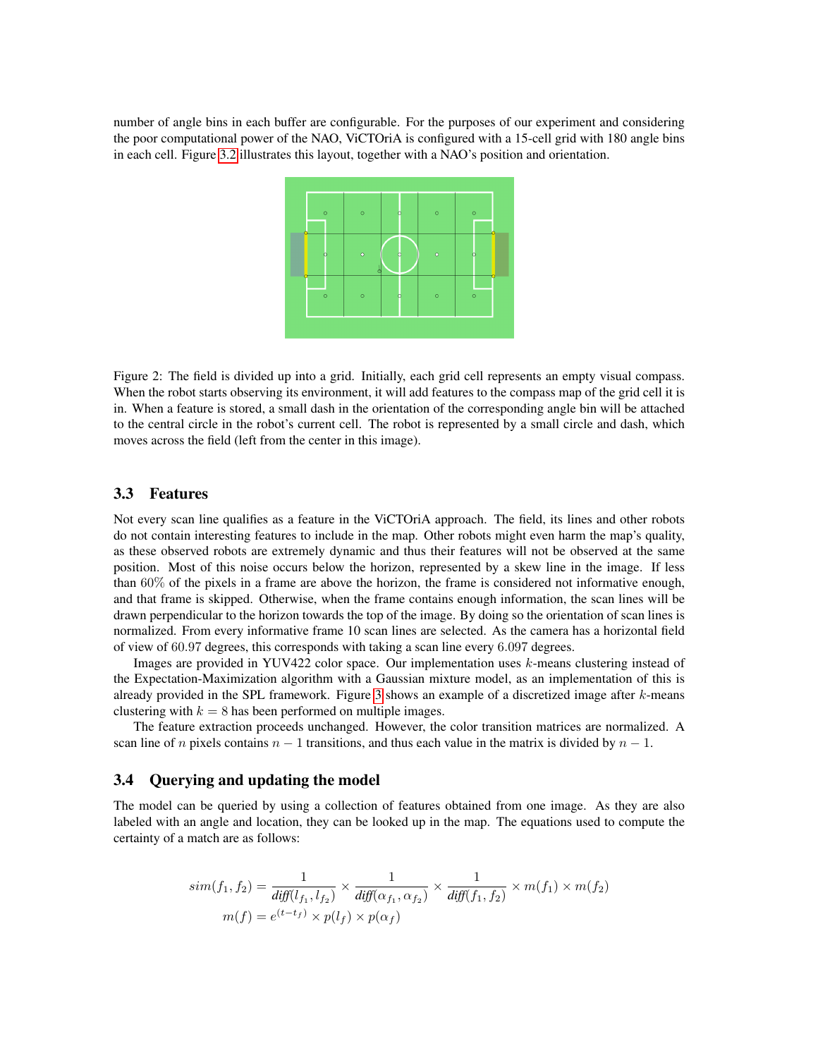number of angle bins in each buffer are configurable. For the purposes of our experiment and considering the poor computational power of the NAO, ViCTOriA is configured with a 15-cell grid with 180 angle bins in each cell. Figure 3.2 illustrates this layout, together with a NAO's position and orientation.

Figure 2: The field is divided up into a grid. Initially, each grid cell represents an empty visual compass. When the robot starts observing its environment, it will add features to the compass map of the grid cell it is in. When a feature is stored, a small dash in the orientation of the corresponding angle bin will be attached to the central circle in the robot's current cell. The robot is represented by a small circle and dash, which moves across the field (left from the center in this image).

### 3.3 Features

Not every scan line qualifies as a feature in the ViCTOriA approach. The field, its lines and other robots do not contain interesting features to include in the map. Other robots might even harm the map's quality, as these observed robots are extremely dynamic and thus their features will not be observed at the same position. Most of this noise occurs below the horizon, represented by a skew line in the image. If less than $60\%$ of the pixels in a frame are above the horizon, the frame is considered not informative enough, and that frame is skipped. Otherwise, when the frame contains enough information, the scan lines will be drawn perpendicular to the horizon towards the top of the image. By doing so the orientation of scan lines is normalized. From every informative frame 10 scan lines are selected. As the camera has a horizontal field of view of $60.97$ degrees, this corresponds with taking a scan line every $6.097$ degrees.

Images are provided in YUV422 color space. Our implementation uses $k$-means clustering instead of the Expectation-Maximization algorithm with a Gaussian mixture model, as an implementation of this is already provided in the SPL framework. Figure 3 shows an example of a discretized image after $k$-means clustering with $k = 8$ has been performed on multiple images.

The feature extraction proceeds unchanged. However, the color transition matrices are normalized. A scan line of $n$ pixels contains $n-1$ transitions, and thus each value in the matrix is divided by $n-1$.

### 3.4 Querying and updating the model

The model can be queried by using a collection of features obtained from one image. As they are also labeled with an angle and location, they can be looked up in the map. The equations used to compute the certainty of a match are as follows:

$$
\begin{aligned}
sim(f_1, f_2) &= \frac{1}{diff(l_{f_1}, l_{f_2})} \times \frac{1}{diff(\alpha_{f_1}, \alpha_{f_2})} \times \frac{1}{diff(f_1, f_2)} \times m(f_1) \times m(f_2) \\
m(f) &= e^{(t-t_f)} \times p(l_f) \times p(\alpha_f)
\end{aligned}
$$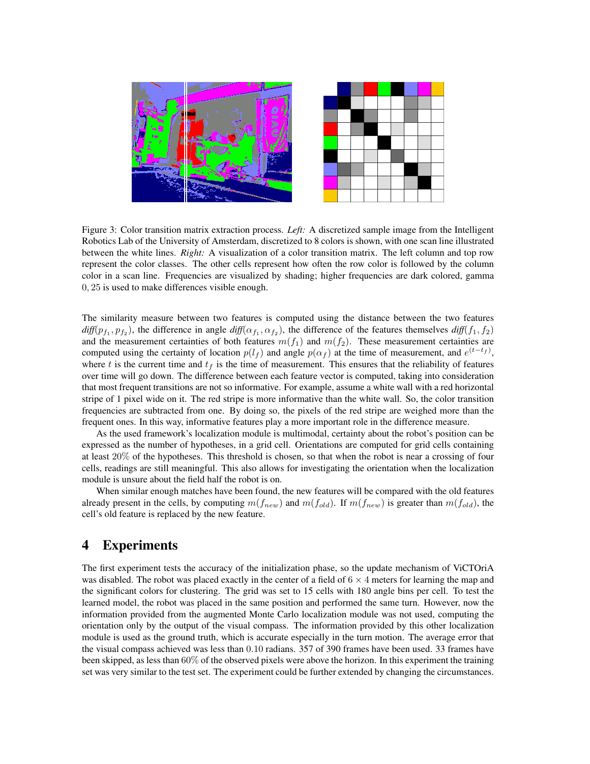Figure 3: Color transition matrix extraction process. *Left:* A discretized sample image from the Intelligent Robotics Lab of the University of Amsterdam, discretized to 8 colors is shown, with one scan line illustrated between the white lines. *Right:* A visualization of a color transition matrix. The left column and top row represent the color classes. The other cells represent how often the row color is followed by the column color in a scan line. Frequencies are visualized by shading; higher frequencies are dark colored, gamma 0, 25 is used to make differences visible enough.

The similarity measure between two features is computed using the distance between the two features *diff*$(p_{f_1}, p_{f_2})$, the difference in angle *diff*$(\alpha_{f_1}, \alpha_{f_2})$, the difference of the features themselves *diff*$(f_1, f_2)$ and the measurement certainties of both features $m(f_1)$ and $m(f_2)$. These measurement certainties are computed using the certainty of location $p(l_f)$ and angle $p(\alpha_f)$ at the time of measurement, and $e^{(t-t_f)}$, where $t$ is the current time and $t_f$ is the time of measurement. This ensures that the reliability of features over time will go down. The difference between each feature vector is computed, taking into consideration that most frequent transitions are not so informative. For example, assume a white wall with a red horizontal stripe of 1 pixel wide on it. The red stripe is more informative than the white wall. So, the color transition frequencies are subtracted from one. By doing so, the pixels of the red stripe are weighed more than the frequent ones. In this way, informative features play a more important role in the difference measure.

As the used framework's localization module is multimodal, certainty about the robot's position can be expressed as the number of hypotheses, in a grid cell. Orientations are computed for grid cells containing at least 20% of the hypotheses. This threshold is chosen, so that when the robot is near a crossing of four cells, readings are still meaningful. This also allows for investigating the orientation when the localization module is unsure about the field half the robot is on.

When similar enough matches have been found, the new features will be compared with the old features already present in the cells, by computing $m(f_{new})$ and $m(f_{old})$. If $m(f_{new})$ is greater than $m(f_{old})$, the cell's old feature is replaced by the new feature.

## 4 Experiments

The first experiment tests the accuracy of the initialization phase, so the update mechanism of ViCTOriA was disabled. The robot was placed exactly in the center of a field of $6 \times 4$ meters for learning the map and the significant colors for clustering. The grid was set to 15 cells with 180 angle bins per cell. To test the learned model, the robot was placed in the same position and performed the same turn. However, now the information provided from the augmented Monte Carlo localization module was not used, computing the orientation only by the output of the visual compass. The information provided by this other localization module is used as the ground truth, which is accurate especially in the turn motion. The average error that the visual compass achieved was less than 0.10 radians. 357 of 390 frames have been used. 33 frames have been skipped, as less than 60% of the observed pixels were above the horizon. In this experiment the training set was very similar to the test set. The experiment could be further extended by changing the circumstances.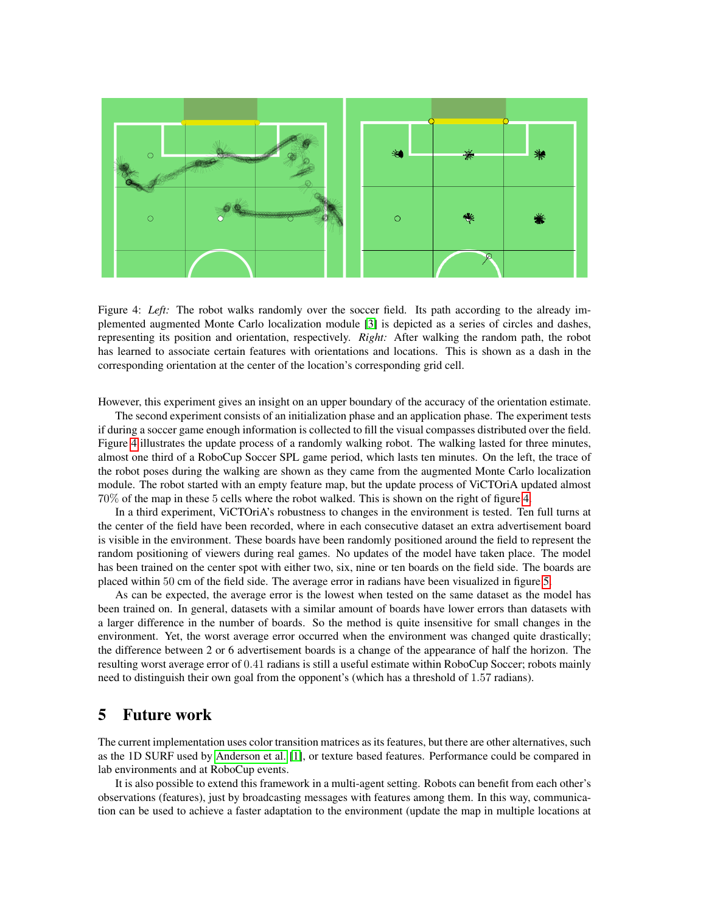Figure 4: *Left:* The robot walks randomly over the soccer field. Its path according to the already implemented augmented Monte Carlo localization module [3] is depicted as a series of circles and dashes, representing its position and orientation, respectively. *Right:* After walking the random path, the robot has learned to associate certain features with orientations and locations. This is shown as a dash in the corresponding orientation at the center of the location's corresponding grid cell.

However, this experiment gives an insight on an upper boundary of the accuracy of the orientation estimate.

The second experiment consists of an initialization phase and an application phase. The experiment tests if during a soccer game enough information is collected to fill the visual compasses distributed over the field. Figure 4 illustrates the update process of a randomly walking robot. The walking lasted for three minutes, almost one third of a RoboCup Soccer SPL game period, which lasts ten minutes. On the left, the trace of the robot poses during the walking are shown as they came from the augmented Monte Carlo localization module. The robot started with an empty feature map, but the update process of ViCTOriA updated almost 70% of the map in these 5 cells where the robot walked. This is shown on the right of figure 4.

In a third experiment, ViCTOriA's robustness to changes in the environment is tested. Ten full turns at the center of the field have been recorded, where in each consecutive dataset an extra advertisement board is visible in the environment. These boards have been randomly positioned around the field to represent the random positioning of viewers during real games. No updates of the model have taken place. The model has been trained on the center spot with either two, six, nine or ten boards on the field side. The boards are placed within 50 cm of the field side. The average error in radians have been visualized in figure 5.

As can be expected, the average error is the lowest when tested on the same dataset as the model has been trained on. In general, datasets with a similar amount of boards have lower errors than datasets with a larger difference in the number of boards. So the method is quite insensitive for small changes in the environment. Yet, the worst average error occurred when the environment was changed quite drastically; the difference between 2 or 6 advertisement boards is a change of the appearance of half the horizon. The resulting worst average error of 0.41 radians is still a useful estimate within RoboCup Soccer; robots mainly need to distinguish their own goal from the opponent's (which has a threshold of 1.57 radians).

## 5 Future work

The current implementation uses color transition matrices as its features, but there are other alternatives, such as the 1D SURF used by Anderson et al. [1], or texture based features. Performance could be compared in lab environments and at RoboCup events.

It is also possible to extend this framework in a multi-agent setting. Robots can benefit from each other's observations (features), just by broadcasting messages with features among them. In this way, communication can be used to achieve a faster adaptation to the environment (update the map in multiple locations at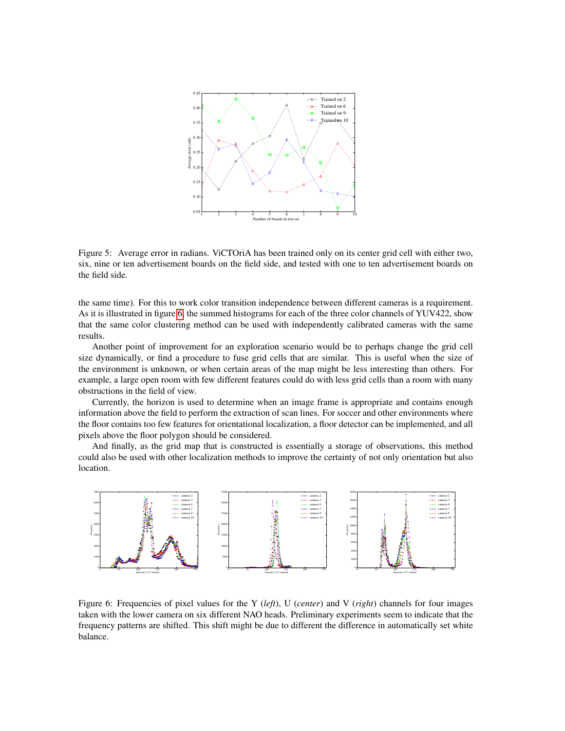Figure 5: Average error in radians. ViCTOriA has been trained only on its center grid cell with either two, six, nine or ten advertisement boards on the field side, and tested with one to ten advertisement boards on the field side.

the same time). For this to work color transition independence between different cameras is a requirement. As it is illustrated in figure 6, the summed histograms for each of the three color channels of YUV422, show that the same color clustering method can be used with independently calibrated cameras with the same results.

Another point of improvement for an exploration scenario would be to perhaps change the grid cell size dynamically, or find a procedure to fuse grid cells that are similar. This is useful when the size of the environment is unknown, or when certain areas of the map might be less interesting than others. For example, a large open room with few different features could do with less grid cells than a room with many obstructions in the field of view.

Currently, the horizon is used to determine when an image frame is appropriate and contains enough information above the field to perform the extraction of scan lines. For soccer and other environments where the floor contains too few features for orientational localization, a floor detector can be implemented, and all pixels above the floor polygon should be considered.

And finally, as the grid map that is constructed is essentially a storage of observations, this method could also be used with other localization methods to improve the certainty of not only orientation but also location.

Figure 6: Frequencies of pixel values for the Y (*left*), U (*center*) and V (*right*) channels for four images taken with the lower camera on six different NAO heads. Preliminary experiments seem to indicate that the frequency patterns are shifted. This shift might be due to different the difference in automatically set white balance.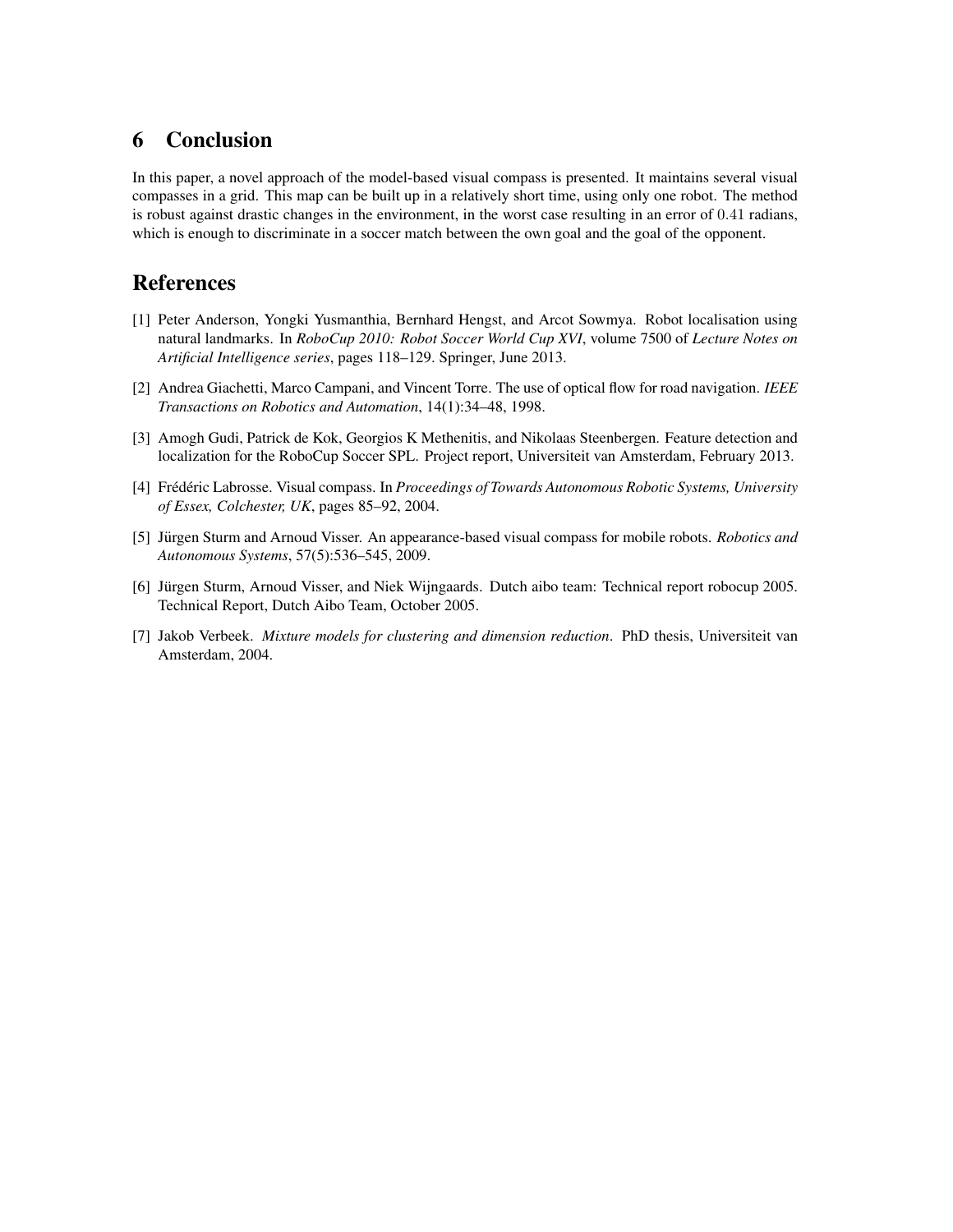# 6 Conclusion

In this paper, a novel approach of the model-based visual compass is presented. It maintains several visual compasses in a grid. This map can be built up in a relatively short time, using only one robot. The method is robust against drastic changes in the environment, in the worst case resulting in an error of $0.41$ radians, which is enough to discriminate in a soccer match between the own goal and the goal of the opponent.

# References

[1] Peter Anderson, Yongki Yusmanthia, Bernhard Hengst, and Arcot Sowmya. Robot localisation using natural landmarks. In *RoboCup 2010: Robot Soccer World Cup XVI*, volume 7500 of *Lecture Notes on Artificial Intelligence series*, pages 118–129. Springer, June 2013.

[2] Andrea Giachetti, Marco Campani, and Vincent Torre. The use of optical flow for road navigation. *IEEE Transactions on Robotics and Automation*, 14(1):34–48, 1998.

[3] Amogh Gudi, Patrick de Kok, Georgios K Methenitis, and Nikolaas Steenbergen. Feature detection and localization for the RoboCup Soccer SPL. Project report, Universiteit van Amsterdam, February 2013.

[4] Frédéric Labrosse. Visual compass. In *Proceedings of Towards Autonomous Robotic Systems, University of Essex, Colchester, UK*, pages 85–92, 2004.

[5] Jürgen Sturm and Arnoud Visser. An appearance-based visual compass for mobile robots. *Robotics and Autonomous Systems*, 57(5):536–545, 2009.

[6] Jürgen Sturm, Arnoud Visser, and Niek Wijngaards. Dutch aibo team: Technical report robocup 2005. Technical Report, Dutch Aibo Team, October 2005.

[7] Jakob Verbeek. *Mixture models for clustering and dimension reduction*. PhD thesis, Universiteit van Amsterdam, 2004.